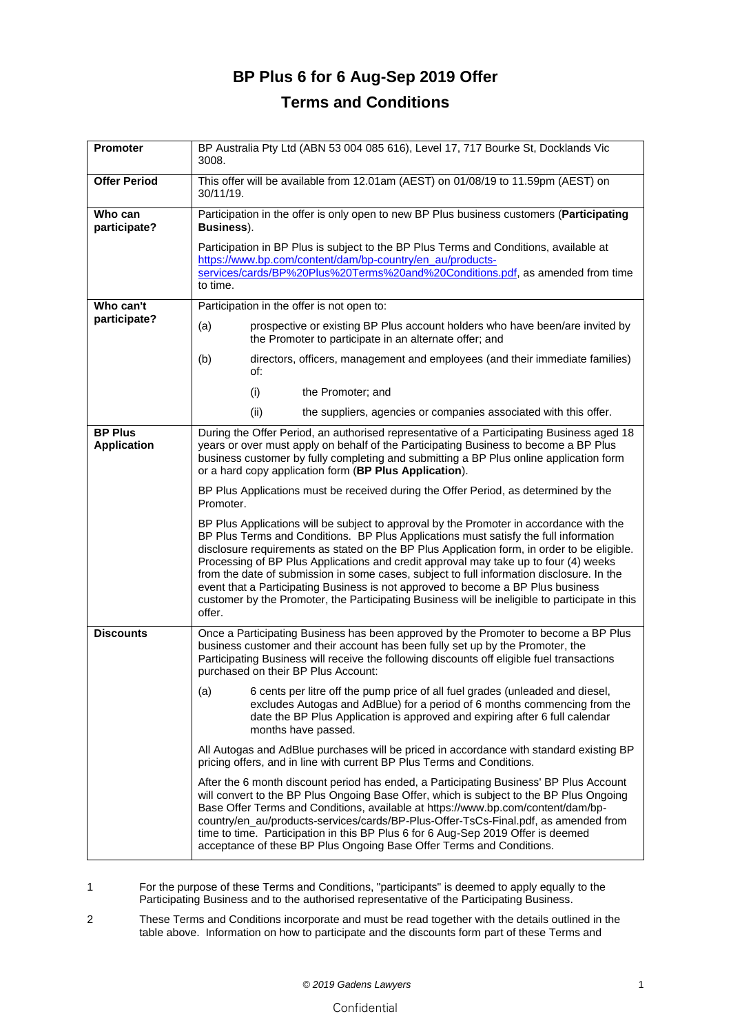# BP Plus 6 for 6 Aug-Sep 2019 Offer

## Terms and Conditions

| | |
|---|---|
| **Promoter** | BP Australia Pty Ltd (ABN 53 004 085 616), Level 17, 717 Bourke St, Docklands Vic 3008. |
| **Offer Period** | This offer will be available from 12.01am (AEST) on 01/08/19 to 11.59pm (AEST) on 30/11/19. |
| **Who can participate?** | Participation in the offer is only open to new BP Plus business customers (**Participating Business**).<br><br>Participation in BP Plus is subject to the BP Plus Terms and Conditions, available at [https://www.bp.com/content/dam/bp-country/en_au/products-services/cards/BP%20Plus%20Terms%20and%20Conditions.pdf](https://www.bp.com/content/dam/bp-country/en_au/products-services/cards/BP%20Plus%20Terms%20and%20Conditions.pdf), as amended from time to time. |
| **Who can't participate?** | Participation in the offer is not open to:<br><br>(a) prospective or existing BP Plus account holders who have been/are invited by the Promoter to participate in an alternate offer; and<br><br>(b) directors, officers, management and employees (and their immediate families) of:<br><br>(i) the Promoter; and<br><br>(ii) the suppliers, agencies or companies associated with this offer. |
| **BP Plus Application** | During the Offer Period, an authorised representative of a Participating Business aged 18 years or over must apply on behalf of the Participating Business to become a BP Plus business customer by fully completing and submitting a BP Plus online application form or a hard copy application form (**BP Plus Application**).<br><br>BP Plus Applications must be received during the Offer Period, as determined by the Promoter.<br><br>BP Plus Applications will be subject to approval by the Promoter in accordance with the BP Plus Terms and Conditions. BP Plus Applications must satisfy the full information disclosure requirements as stated on the BP Plus Application form, in order to be eligible. Processing of BP Plus Applications and credit approval may take up to four (4) weeks from the date of submission in some cases, subject to full information disclosure. In the event that a Participating Business is not approved to become a BP Plus business customer by the Promoter, the Participating Business will be ineligible to participate in this offer. |
| **Discounts** | Once a Participating Business has been approved by the Promoter to become a BP Plus business customer and their account has been fully set up by the Promoter, the Participating Business will receive the following discounts off eligible fuel transactions purchased on their BP Plus Account:<br><br>(a) 6 cents per litre off the pump price of all fuel grades (unleaded and diesel, excludes Autogas and AdBlue) for a period of 6 months commencing from the date the BP Plus Application is approved and expiring after 6 full calendar months have passed.<br><br>All Autogas and AdBlue purchases will be priced in accordance with standard existing BP pricing offers, and in line with current BP Plus Terms and Conditions.<br><br>After the 6 month discount period has ended, a Participating Business' BP Plus Account will convert to the BP Plus Ongoing Base Offer, which is subject to the BP Plus Ongoing Base Offer Terms and Conditions, available at https://www.bp.com/content/dam/bp-country/en_au/products-services/cards/BP-Plus-Offer-TsCs-Final.pdf, as amended from time to time. Participation in this BP Plus 6 for 6 Aug-Sep 2019 Offer is deemed acceptance of these BP Plus Ongoing Base Offer Terms and Conditions. |

1. For the purpose of these Terms and Conditions, "participants" is deemed to apply equally to the Participating Business and to the authorised representative of the Participating Business.

2. These Terms and Conditions incorporate and must be read together with the details outlined in the table above. Information on how to participate and the discounts form part of these Terms and

*© 2019 Gadens Lawyers*

Confidential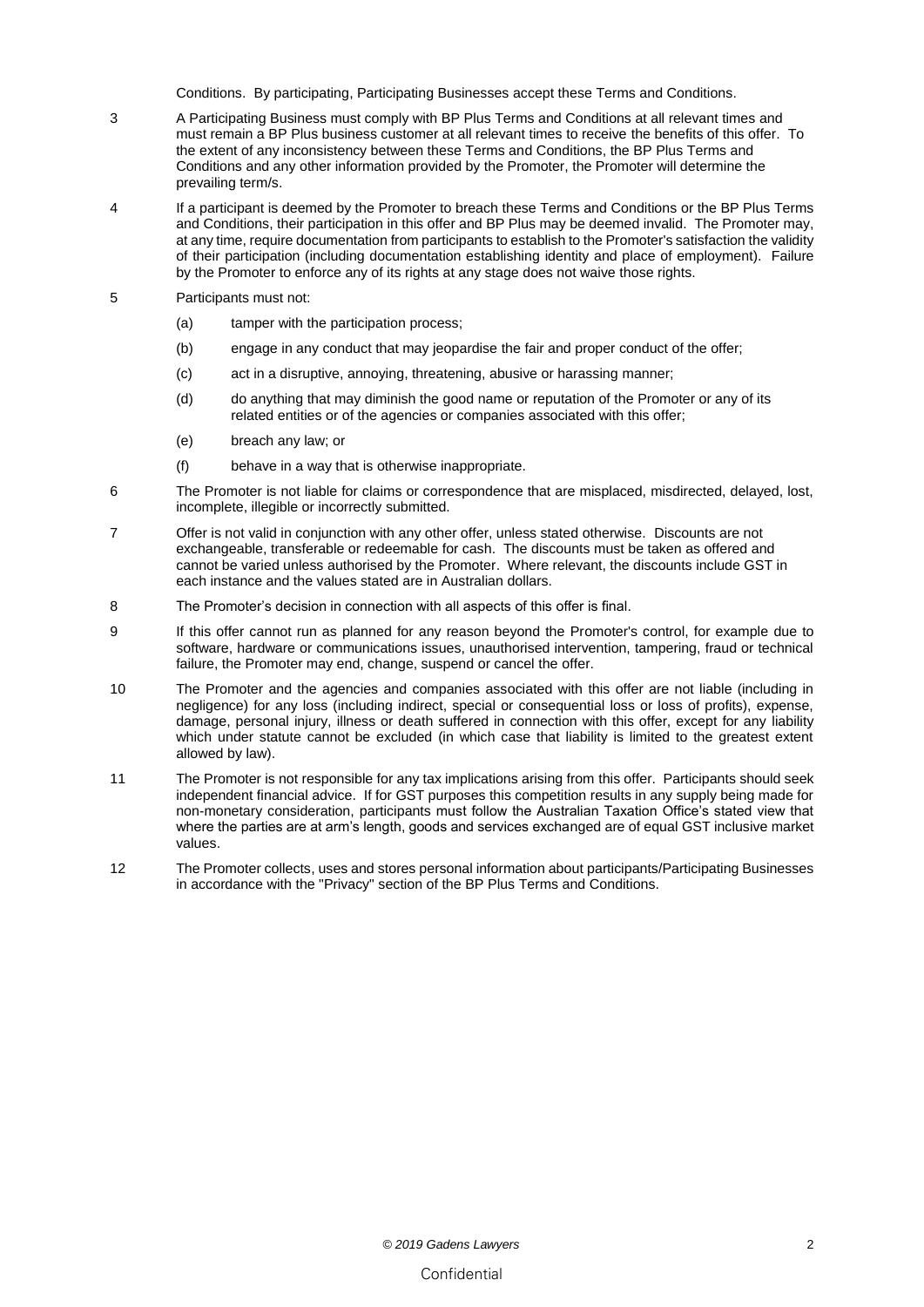Conditions. By participating, Participating Businesses accept these Terms and Conditions.

3 A Participating Business must comply with BP Plus Terms and Conditions at all relevant times and must remain a BP Plus business customer at all relevant times to receive the benefits of this offer. To the extent of any inconsistency between these Terms and Conditions, the BP Plus Terms and Conditions and any other information provided by the Promoter, the Promoter will determine the prevailing term/s.

4 If a participant is deemed by the Promoter to breach these Terms and Conditions or the BP Plus Terms and Conditions, their participation in this offer and BP Plus may be deemed invalid. The Promoter may, at any time, require documentation from participants to establish to the Promoter's satisfaction the validity of their participation (including documentation establishing identity and place of employment). Failure by the Promoter to enforce any of its rights at any stage does not waive those rights.

5 Participants must not:

(a) tamper with the participation process;

(b) engage in any conduct that may jeopardise the fair and proper conduct of the offer;

(c) act in a disruptive, annoying, threatening, abusive or harassing manner;

(d) do anything that may diminish the good name or reputation of the Promoter or any of its related entities or of the agencies or companies associated with this offer;

(e) breach any law; or

(f) behave in a way that is otherwise inappropriate.

6 The Promoter is not liable for claims or correspondence that are misplaced, misdirected, delayed, lost, incomplete, illegible or incorrectly submitted.

7 Offer is not valid in conjunction with any other offer, unless stated otherwise. Discounts are not exchangeable, transferable or redeemable for cash. The discounts must be taken as offered and cannot be varied unless authorised by the Promoter. Where relevant, the discounts include GST in each instance and the values stated are in Australian dollars.

8 The Promoter's decision in connection with all aspects of this offer is final.

9 If this offer cannot run as planned for any reason beyond the Promoter's control, for example due to software, hardware or communications issues, unauthorised intervention, tampering, fraud or technical failure, the Promoter may end, change, suspend or cancel the offer.

10 The Promoter and the agencies and companies associated with this offer are not liable (including in negligence) for any loss (including indirect, special or consequential loss or loss of profits), expense, damage, personal injury, illness or death suffered in connection with this offer, except for any liability which under statute cannot be excluded (in which case that liability is limited to the greatest extent allowed by law).

11 The Promoter is not responsible for any tax implications arising from this offer. Participants should seek independent financial advice. If for GST purposes this competition results in any supply being made for non-monetary consideration, participants must follow the Australian Taxation Office's stated view that where the parties are at arm's length, goods and services exchanged are of equal GST inclusive market values.

12 The Promoter collects, uses and stores personal information about participants/Participating Businesses in accordance with the "Privacy" section of the BP Plus Terms and Conditions.